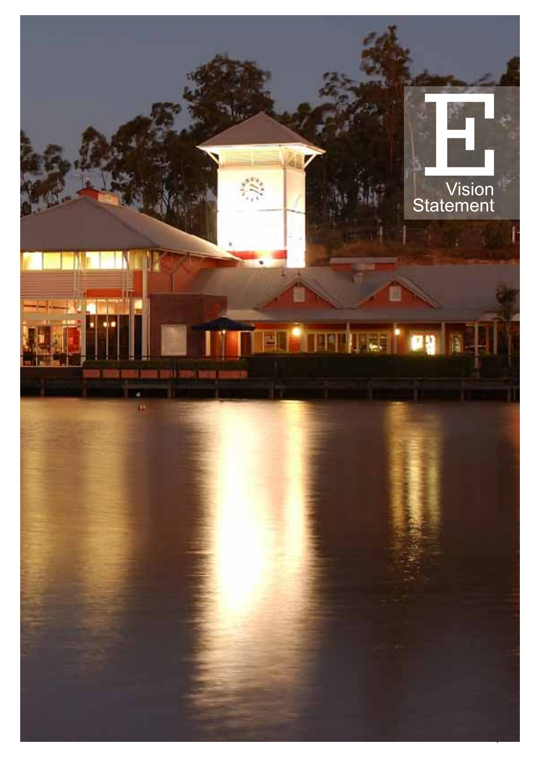# E

# Vision Statement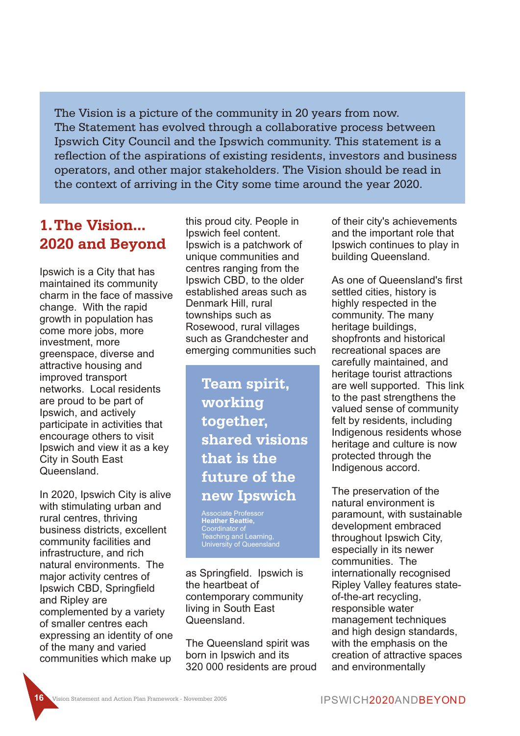The Vision is a picture of the community in 20 years from now. The Statement has evolved through a collaborative process between Ipswich City Council and the Ipswich community. This statement is a reflection of the aspirations of existing residents, investors and business operators, and other major stakeholders. The Vision should be read in the context of arriving in the City some time around the year 2020.

## 1. The Vision... 2020 and Beyond

Ipswich is a City that has maintained its community charm in the face of massive change. With the rapid growth in population has come more jobs, more investment, more greenspace, diverse and attractive housing and improved transport networks. Local residents are proud to be part of Ipswich, and actively participate in activities that encourage others to visit Ipswich and view it as a key City in South East Queensland.

In 2020, Ipswich City is alive with stimulating urban and rural centres, thriving business districts, excellent community facilities and infrastructure, and rich natural environments. The major activity centres of Ipswich CBD, Springfield and Ripley are complemented by a variety of smaller centres each expressing an identity of one of the many and varied communities which make up this proud city. People in Ipswich feel content. Ipswich is a patchwork of unique communities and centres ranging from the Ipswich CBD, to the older established areas such as Denmark Hill, rural townships such as Rosewood, rural villages such as Grandchester and emerging communities such as Springfield. Ipswich is the heartbeat of contemporary community living in South East Queensland.

> **Team spirit, working together, shared visions that is the future of the new Ipswich**
>
> Associate Professor **Heather Beattie,** Coordinator of Teaching and Learning, University of Queensland

The Queensland spirit was born in Ipswich and its 320 000 residents are proud of their city's achievements and the important role that Ipswich continues to play in building Queensland.

As one of Queensland's first settled cities, history is highly respected in the community. The many heritage buildings, shopfronts and historical recreational spaces are carefully maintained, and heritage tourist attractions are well supported. This link to the past strengthens the valued sense of community felt by residents, including Indigenous residents whose heritage and culture is now protected through the Indigenous accord.

The preservation of the natural environment is paramount, with sustainable development embraced throughout Ipswich City, especially in its newer communities. The internationally recognised Ripley Valley features state-of-the-art recycling, responsible water management techniques and high design standards, with the emphasis on the creation of attractive spaces and environmentally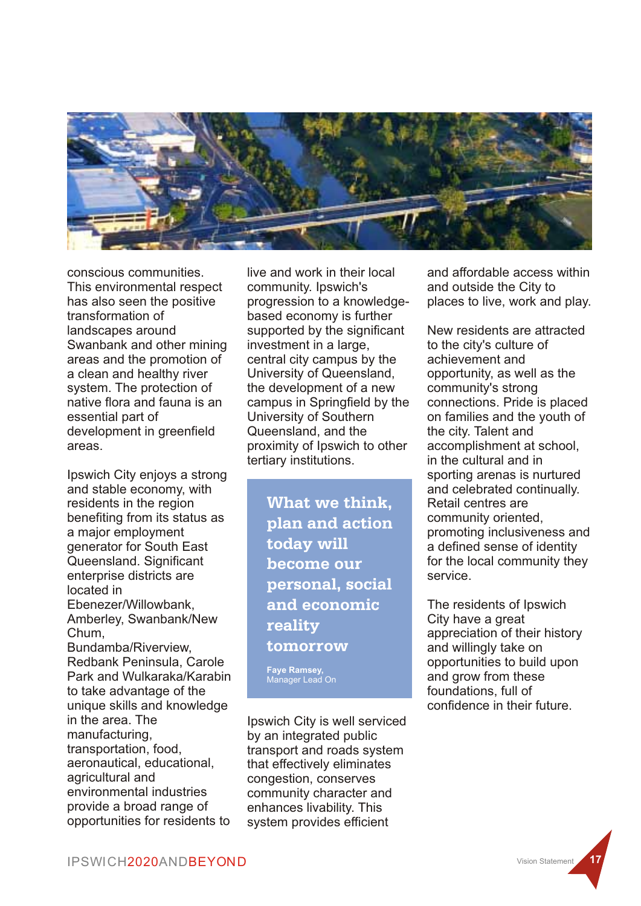conscious communities. This environmental respect has also seen the positive transformation of landscapes around Swanbank and other mining areas and the promotion of a clean and healthy river system. The protection of native flora and fauna is an essential part of development in greenfield areas.

Ipswich City enjoys a strong and stable economy, with residents in the region benefiting from its status as a major employment generator for South East Queensland. Significant enterprise districts are located in Ebenezer/Willowbank, Amberley, Swanbank/New Chum, Bundamba/Riverview, Redbank Peninsula, Carole Park and Wulkaraka/Karabin to take advantage of the unique skills and knowledge in the area. The manufacturing, transportation, food, aeronautical, educational, agricultural and environmental industries provide a broad range of opportunities for residents to live and work in their local community. Ipswich's progression to a knowledge-based economy is further supported by the significant investment in a large, central city campus by the University of Queensland, the development of a new campus in Springfield by the University of Southern Queensland, and the proximity of Ipswich to other tertiary institutions.

> **What we think, plan and action today will become our personal, social and economic reality tomorrow**
>
> **Faye Ramsey,**
> Manager Lead On

Ipswich City is well serviced by an integrated public transport and roads system that effectively eliminates congestion, conserves community character and enhances livability. This system provides efficient and affordable access within and outside the City to places to live, work and play.

New residents are attracted to the city's culture of achievement and opportunity, as well as the community's strong connections. Pride is placed on families and the youth of the city. Talent and accomplishment at school, in the cultural and in sporting arenas is nurtured and celebrated continually. Retail centres are community oriented, promoting inclusiveness and a defined sense of identity for the local community they service.

The residents of Ipswich City have a great appreciation of their history and willingly take on opportunities to build upon and grow from these foundations, full of confidence in their future.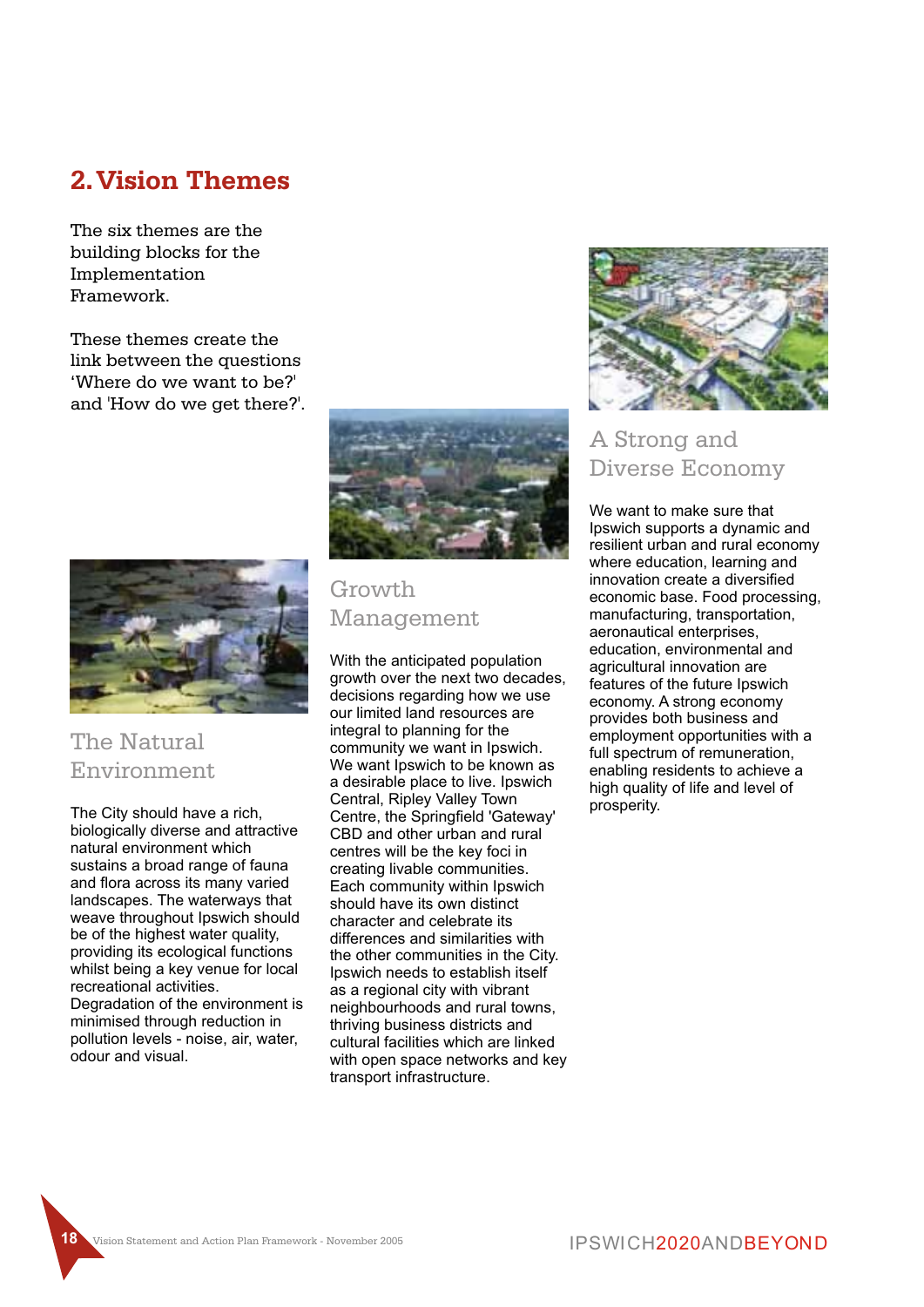## 2. Vision Themes

The six themes are the building blocks for the Implementation Framework.

These themes create the link between the questions 'Where do we want to be?' and 'How do we get there?'.

### The Natural Environment

The City should have a rich, biologically diverse and attractive natural environment which sustains a broad range of fauna and flora across its many varied landscapes. The waterways that weave throughout Ipswich should be of the highest water quality, providing its ecological functions whilst being a key venue for local recreational activities. Degradation of the environment is minimised through reduction in pollution levels - noise, air, water, odour and visual.

### Growth Management

With the anticipated population growth over the next two decades, decisions regarding how we use our limited land resources are integral to planning for the community we want in Ipswich. We want Ipswich to be known as a desirable place to live. Ipswich Central, Ripley Valley Town Centre, the Springfield 'Gateway' CBD and other urban and rural centres will be the key foci in creating livable communities. Each community within Ipswich should have its own distinct character and celebrate its differences and similarities with the other communities in the City. Ipswich needs to establish itself as a regional city with vibrant neighbourhoods and rural towns, thriving business districts and cultural facilities which are linked with open space networks and key transport infrastructure.

### A Strong and Diverse Economy

We want to make sure that Ipswich supports a dynamic and resilient urban and rural economy where education, learning and innovation create a diversified economic base. Food processing, manufacturing, transportation, aeronautical enterprises, education, environmental and agricultural innovation are features of the future Ipswich economy. A strong economy provides both business and employment opportunities with a full spectrum of remuneration, enabling residents to achieve a high quality of life and level of prosperity.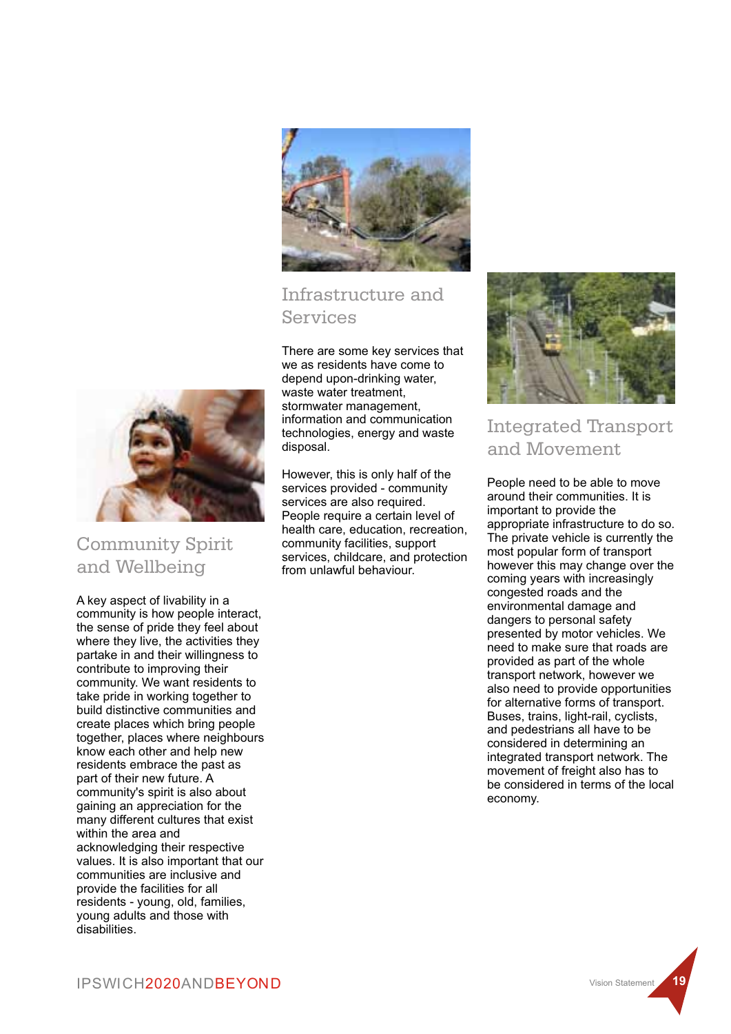## Community Spirit and Wellbeing

A key aspect of livability in a community is how people interact, the sense of pride they feel about where they live, the activities they partake in and their willingness to contribute to improving their community. We want residents to take pride in working together to build distinctive communities and create places which bring people together, places where neighbours know each other and help new residents embrace the past as part of their new future. A community's spirit is also about gaining an appreciation for the many different cultures that exist within the area and acknowledging their respective values. It is also important that our communities are inclusive and provide the facilities for all residents - young, old, families, young adults and those with disabilities.

## Infrastructure and Services

There are some key services that we as residents have come to depend upon-drinking water, waste water treatment, stormwater management, information and communication technologies, energy and waste disposal.

However, this is only half of the services provided - community services are also required. People require a certain level of health care, education, recreation, community facilities, support services, childcare, and protection from unlawful behaviour.

## Integrated Transport and Movement

People need to be able to move around their communities. It is important to provide the appropriate infrastructure to do so. The private vehicle is currently the most popular form of transport however this may change over the coming years with increasingly congested roads and the environmental damage and dangers to personal safety presented by motor vehicles. We need to make sure that roads are provided as part of the whole transport network, however we also need to provide opportunities for alternative forms of transport. Buses, trains, light-rail, cyclists, and pedestrians all have to be considered in determining an integrated transport network. The movement of freight also has to be considered in terms of the local economy.